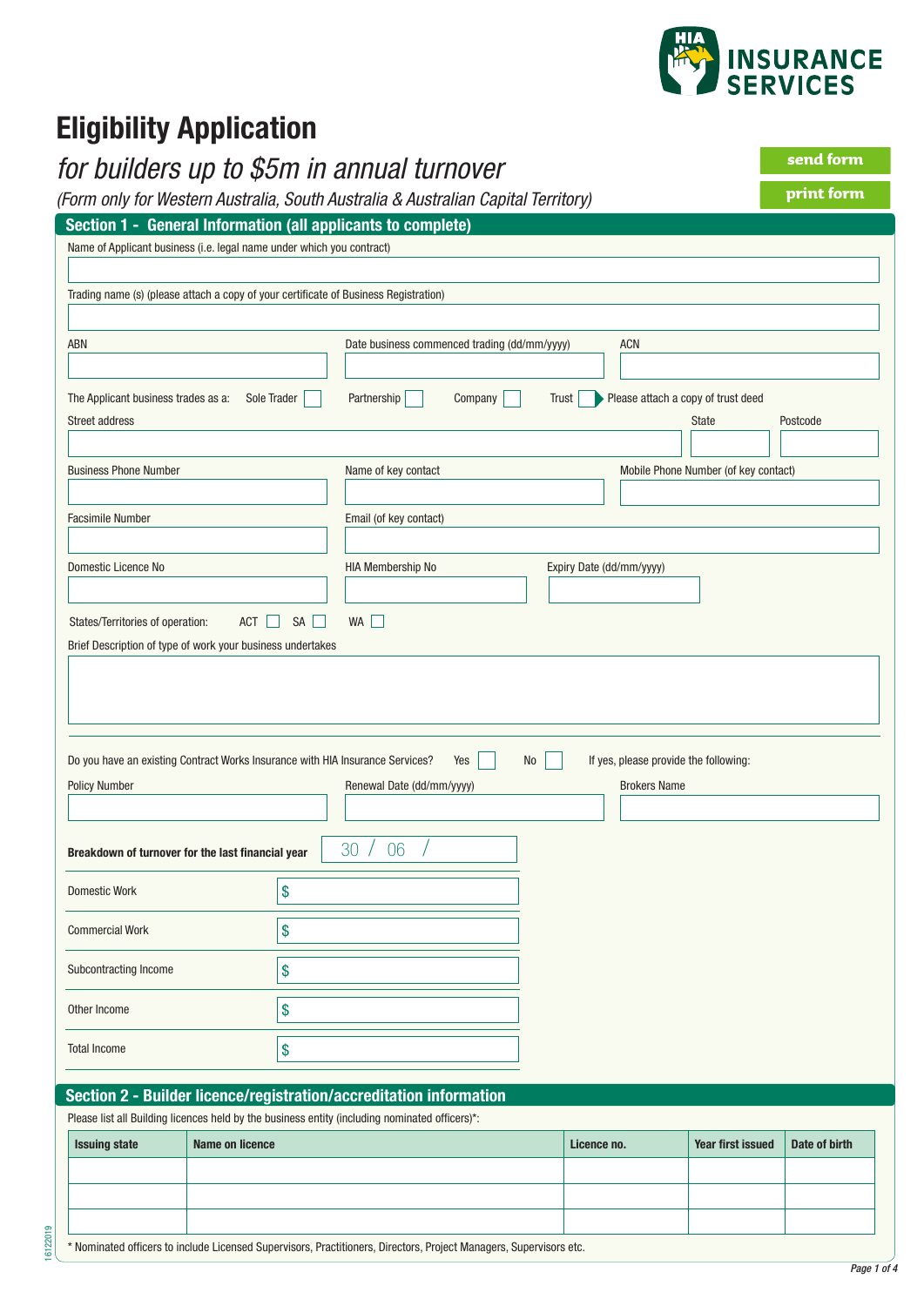# Eligibility Application

## *for builders up to $5m in annual turnover*

*(Form only for Western Australia, South Australia & Australian Capital Territory)*

send form

print form

## Section 1 - General Information (all applicants to complete)

Name of Applicant business (i.e. legal name under which you contract)

Trading name (s) (please attach a copy of your certificate of Business Registration)

ABN | Date business commenced trading (dd/mm/yyyy) | ACN

The Applicant business trades as a: Sole Trader ☐ Partnership ☐ Company ☐ Trust ☐ Please attach a copy of trust deed

Street address | State | Postcode

Business Phone Number | Name of key contact | Mobile Phone Number (of key contact)

Facsimile Number | Email (of key contact)

Domestic Licence No | HIA Membership No | Expiry Date (dd/mm/yyyy)

States/Territories of operation: ACT ☐ SA ☐ WA ☐

Brief Description of type of work your business undertakes

Do you have an existing Contract Works Insurance with HIA Insurance Services? Yes ☐ No ☐ If yes, please provide the following:

Policy Number | Renewal Date (dd/mm/yyyy) | Brokers Name

| **Breakdown of turnover for the last financial year** | 30 / 06 / |
|---|---|
| Domestic Work | $ |
| Commercial Work | $ |
| Subcontracting Income | $ |
| Other Income | $ |
| Total Income | $ |

## Section 2 - Builder licence/registration/accreditation information

Please list all Building licences held by the business entity (including nominated officers)*:

| Issuing state | Name on licence | Licence no. | Year first issued | Date of birth |
|---|---|---|---|---|
| | | | | |
| | | | | |
| | | | | |

* Nominated officers to include Licensed Supervisors, Practitioners, Directors, Project Managers, Supervisors etc.

16122019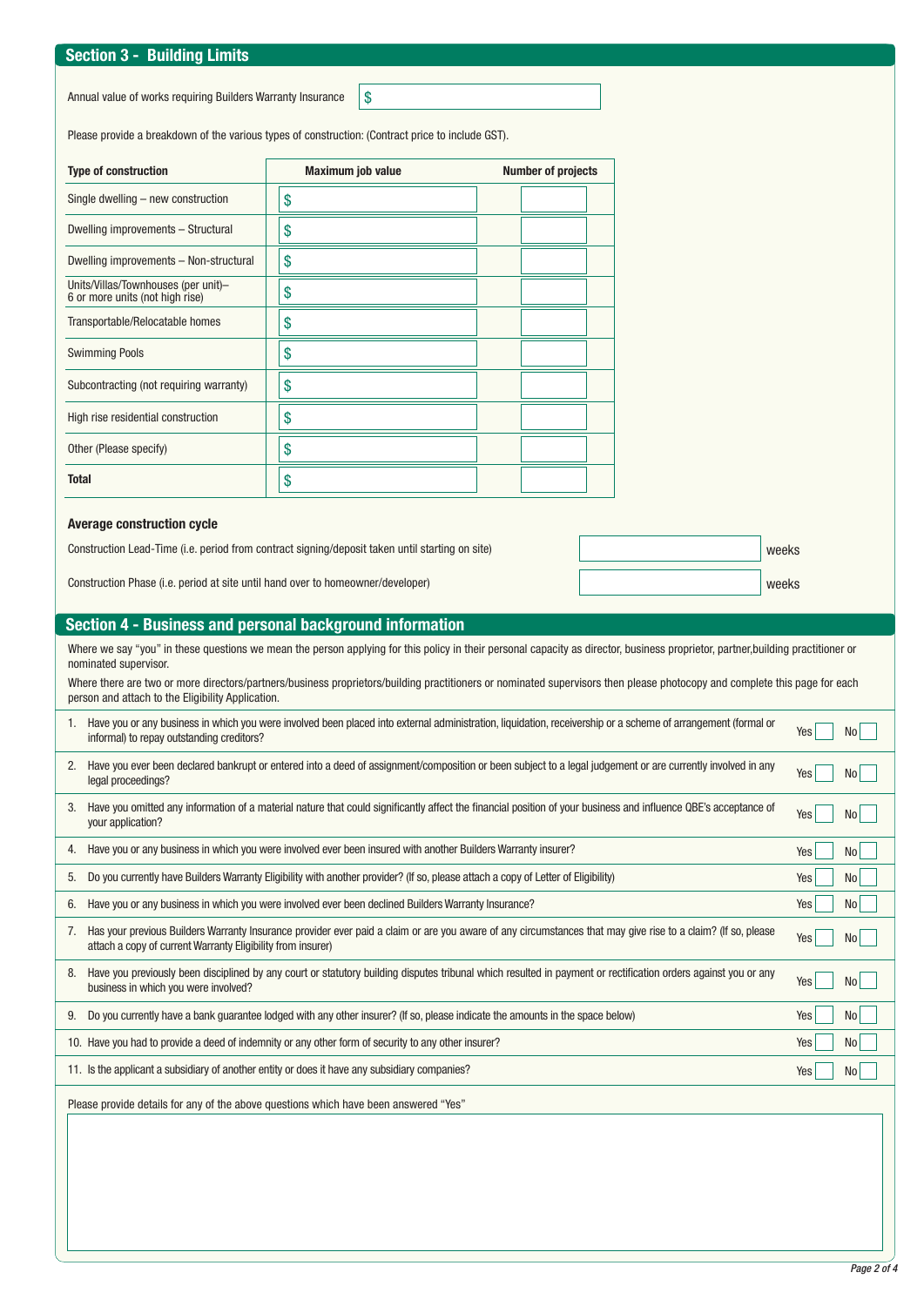## Section 3 - Building Limits

Annual value of works requiring Builders Warranty Insurance $

Please provide a breakdown of the various types of construction: (Contract price to include GST).

| Type of construction | Maximum job value | Number of projects |
|---|---|---|
| Single dwelling – new construction | $ | |
| Dwelling improvements – Structural | $ | |
| Dwelling improvements – Non-structural | $ | |
| Units/Villas/Townhouses (per unit)– 6 or more units (not high rise) | $ | |
| Transportable/Relocatable homes | $ | |
| Swimming Pools | $ | |
| Subcontracting (not requiring warranty) | $ | |
| High rise residential construction | $ | |
| Other (Please specify) | $ | |
| **Total** | $ | |

**Average construction cycle**

Construction Lead-Time (i.e. period from contract signing/deposit taken until starting on site) ________ weeks

Construction Phase (i.e. period at site until hand over to homeowner/developer) ________ weeks

## Section 4 - Business and personal background information

Where we say "you" in these questions we mean the person applying for this policy in their personal capacity as director, business proprietor, partner,building practitioner or nominated supervisor.

Where there are two or more directors/partners/business proprietors/building practitioners or nominated supervisors then please photocopy and complete this page for each person and attach to the Eligibility Application.

1. Have you or any business in which you were involved been placed into external administration, liquidation, receivership or a scheme of arrangement (formal or informal) to repay outstanding creditors? Yes ☐ No ☐
2. Have you ever been declared bankrupt or entered into a deed of assignment/composition or been subject to a legal judgement or are currently involved in any legal proceedings? Yes ☐ No ☐
3. Have you omitted any information of a material nature that could significantly affect the financial position of your business and influence QBE's acceptance of your application? Yes ☐ No ☐
4. Have you or any business in which you were involved ever been insured with another Builders Warranty insurer? Yes ☐ No ☐
5. Do you currently have Builders Warranty Eligibility with another provider? (If so, please attach a copy of Letter of Eligibility) Yes ☐ No ☐
6. Have you or any business in which you were involved ever been declined Builders Warranty Insurance? Yes ☐ No ☐
7. Has your previous Builders Warranty Insurance provider ever paid a claim or are you aware of any circumstances that may give rise to a claim? (If so, please attach a copy of current Warranty Eligibility from insurer) Yes ☐ No ☐
8. Have you previously been disciplined by any court or statutory building disputes tribunal which resulted in payment or rectification orders against you or any business in which you were involved? Yes ☐ No ☐
9. Do you currently have a bank guarantee lodged with any other insurer? (If so, please indicate the amounts in the space below) Yes ☐ No ☐
10. Have you had to provide a deed of indemnity or any other form of security to any other insurer? Yes ☐ No ☐
11. Is the applicant a subsidiary of another entity or does it have any subsidiary companies? Yes ☐ No ☐

Please provide details for any of the above questions which have been answered "Yes"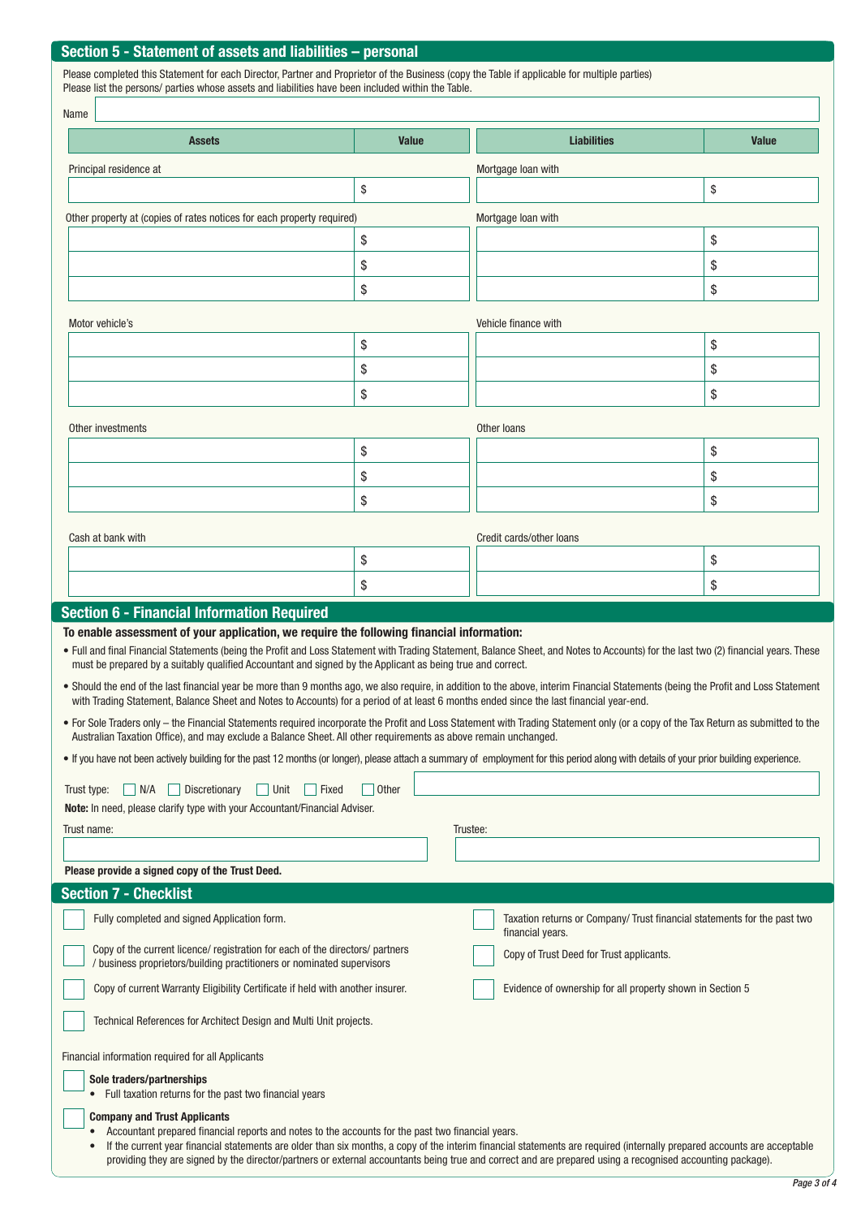## Section 5 - Statement of assets and liabilities – personal

Please completed this Statement for each Director, Partner and Proprietor of the Business (copy the Table if applicable for multiple parties)
Please list the persons/ parties whose assets and liabilities have been included within the Table.

Name

| Assets | Value | Liabilities | Value |
|---|---|---|---|
| Principal residence at | | Mortgage loan with | |
| | $ | | $ |
| Other property at (copies of rates notices for each property required) | | Mortgage loan with | |
| | $ | | $ |
| | $ | | $ |
| | $ | | $ |
| Motor vehicle's | | Vehicle finance with | |
| | $ | | $ |
| | $ | | $ |
| | $ | | $ |
| Other investments | | Other loans | |
| | $ | | $ |
| | $ | | $ |
| | $ | | $ |
| Cash at bank with | | Credit cards/other loans | |
| | $ | | $ |
| | $ | | $ |

## Section 6 - Financial Information Required

**To enable assessment of your application, we require the following financial information:**

- Full and final Financial Statements (being the Profit and Loss Statement with Trading Statement, Balance Sheet, and Notes to Accounts) for the last two (2) financial years. These must be prepared by a suitably qualified Accountant and signed by the Applicant as being true and correct.
- Should the end of the last financial year be more than 9 months ago, we also require, in addition to the above, interim Financial Statements (being the Profit and Loss Statement with Trading Statement, Balance Sheet and Notes to Accounts) for a period of at least 6 months ended since the last financial year-end.
- For Sole Traders only – the Financial Statements required incorporate the Profit and Loss Statement with Trading Statement only (or a copy of the Tax Return as submitted to the Australian Taxation Office), and may exclude a Balance Sheet. All other requirements as above remain unchanged.
- If you have not been actively building for the past 12 months (or longer), please attach a summary of employment for this period along with details of your prior building experience.

Trust type: ☐ N/A ☐ Discretionary ☐ Unit ☐ Fixed ☐ Other

**Note:** In need, please clarify type with your Accountant/Financial Adviser.

Trust name: Trustee:

**Please provide a signed copy of the Trust Deed.**

## Section 7 - Checklist

☐ Fully completed and signed Application form.

☐ Copy of the current licence/ registration for each of the directors/ partners / business proprietors/building practitioners or nominated supervisors

☐ Copy of current Warranty Eligibility Certificate if held with another insurer.

☐ Technical References for Architect Design and Multi Unit projects.

☐ Taxation returns or Company/ Trust financial statements for the past two financial years.

☐ Copy of Trust Deed for Trust applicants.

☐ Evidence of ownership for all property shown in Section 5

Financial information required for all Applicants

☐ **Sole traders/partnerships**
- Full taxation returns for the past two financial years

☐ **Company and Trust Applicants**
- Accountant prepared financial reports and notes to the accounts for the past two financial years.
- If the current year financial statements are older than six months, a copy of the interim financial statements are required (internally prepared accounts are acceptable providing they are signed by the director/partners or external accountants being true and correct and are prepared using a recognised accounting package).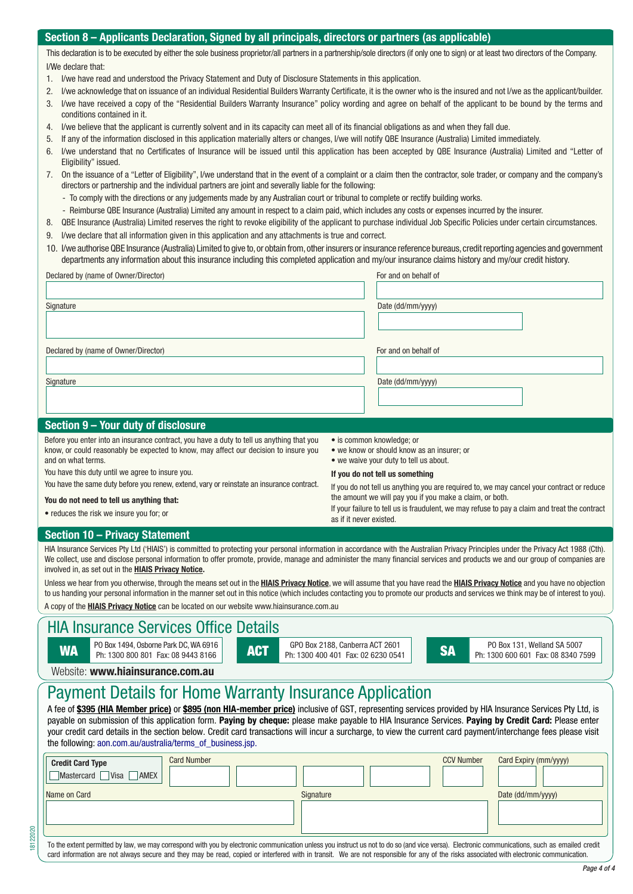## Section 8 – Applicants Declaration, Signed by all principals, directors or partners (as applicable)

This declaration is to be executed by either the sole business proprietor/all partners in a partnership/sole directors (if only one to sign) or at least two directors of the Company.

I/We declare that:

1. I/we have read and understood the Privacy Statement and Duty of Disclosure Statements in this application.
2. I/we acknowledge that on issuance of an individual Residential Builders Warranty Certificate, it is the owner who is the insured and not I/we as the applicant/builder.
3. I/we have received a copy of the "Residential Builders Warranty Insurance" policy wording and agree on behalf of the applicant to be bound by the terms and conditions contained in it.
4. I/we believe that the applicant is currently solvent and in its capacity can meet all of its financial obligations as and when they fall due.
5. If any of the information disclosed in this application materially alters or changes, I/we will notify QBE Insurance (Australia) Limited immediately.
6. I/we understand that no Certificates of Insurance will be issued until this application has been accepted by QBE Insurance (Australia) Limited and "Letter of Eligibility" issued.
7. On the issuance of a "Letter of Eligibility", I/we understand that in the event of a complaint or a claim then the contractor, sole trader, or company and the company's directors or partnership and the individual partners are joint and severally liable for the following:
   - To comply with the directions or any judgements made by any Australian court or tribunal to complete or rectify building works.
   - Reimburse QBE Insurance (Australia) Limited any amount in respect to a claim paid, which includes any costs or expenses incurred by the insurer.
8. QBE Insurance (Australia) Limited reserves the right to revoke eligibility of the applicant to purchase individual Job Specific Policies under certain circumstances.
9. I/we declare that all information given in this application and any attachments is true and correct.
10. I/we authorise QBE Insurance (Australia) Limited to give to, or obtain from, other insurers or insurance reference bureaus, credit reporting agencies and government departments any information about this insurance including this completed application and my/our insurance claims history and my/our credit history.

| Declared by (name of Owner/Director) | For and on behalf of |
|---|---|
| | |
| Signature | Date (dd/mm/yyyy) |
| | |

| Declared by (name of Owner/Director) | For and on behalf of |
|---|---|
| | |
| Signature | Date (dd/mm/yyyy) |
| | |

## Section 9 – Your duty of disclosure

Before you enter into an insurance contract, you have a duty to tell us anything that you know, or could reasonably be expected to know, may affect our decision to insure you and on what terms.

You have this duty until we agree to insure you.

You have the same duty before you renew, extend, vary or reinstate an insurance contract.

**You do not need to tell us anything that:**

- reduces the risk we insure you for; or
- is common knowledge; or
- we know or should know as an insurer; or
- we waive your duty to tell us about.

**If you do not tell us something**

If you do not tell us anything you are required to, we may cancel your contract or reduce the amount we will pay you if you make a claim, or both.

If your failure to tell us is fraudulent, we may refuse to pay a claim and treat the contract as if it never existed.

## Section 10 – Privacy Statement

HIA Insurance Services Pty Ltd ('HIAIS') is committed to protecting your personal information in accordance with the Australian Privacy Principles under the Privacy Act 1988 (Cth). We collect, use and disclose personal information to offer promote, provide, manage and administer the many financial services and products we and our group of companies are involved in, as set out in the **HIAIS Privacy Notice.**

Unless we hear from you otherwise, through the means set out in the **HIAIS Privacy Notice**, we will assume that you have read the **HIAIS Privacy Notice** and you have no objection to us handing your personal information in the manner set out in this notice (which includes contacting you to promote our products and services we think may be of interest to you).

A copy of the **HIAIS Privacy Notice** can be located on our website www.hiainsurance.com.au

# HIA Insurance Services Office Details

| | | | | | |
|---|---|---|---|---|---|
| **WA** | PO Box 1494, Osborne Park DC, WA 6916 Ph: 1300 800 801 Fax: 08 9443 8166 | **ACT** | GPO Box 2188, Canberra ACT 2601 Ph: 1300 400 401 Fax: 02 6230 0541 | **SA** | PO Box 131, Welland SA 5007 Ph: 1300 600 601 Fax: 08 8340 7599 |

Website: **www.hiainsurance.com.au**

# Payment Details for Home Warranty Insurance Application

A fee of **$395 (HIA Member price)** or **$895 (non HIA-member price)** inclusive of GST, representing services provided by HIA Insurance Services Pty Ltd, is payable on submission of this application form. **Paying by cheque:** please make payable to HIA Insurance Services. **Paying by Credit Card:** Please enter your credit card details in the section below. Credit card transactions will incur a surcharge, to view the current card payment/interchange fees please visit the following: aon.com.au/australia/terms_of_business.jsp.

| **Credit Card Type** ☐ Mastercard ☐ Visa ☐ AMEX | Card Number | CCV Number | Card Expiry (mm/yyyy) |
|---|---|---|---|
| | | | |

| Name on Card | Signature | Date (dd/mm/yyyy) |
|---|---|---|
| | | |

To the extent permitted by law, we may correspond with you by electronic communication unless you instruct us not to do so (and vice versa). Electronic communications, such as emailed credit card information are not always secure and they may be read, copied or interfered with in transit. We are not responsible for any of the risks associated with electronic communication.

18122020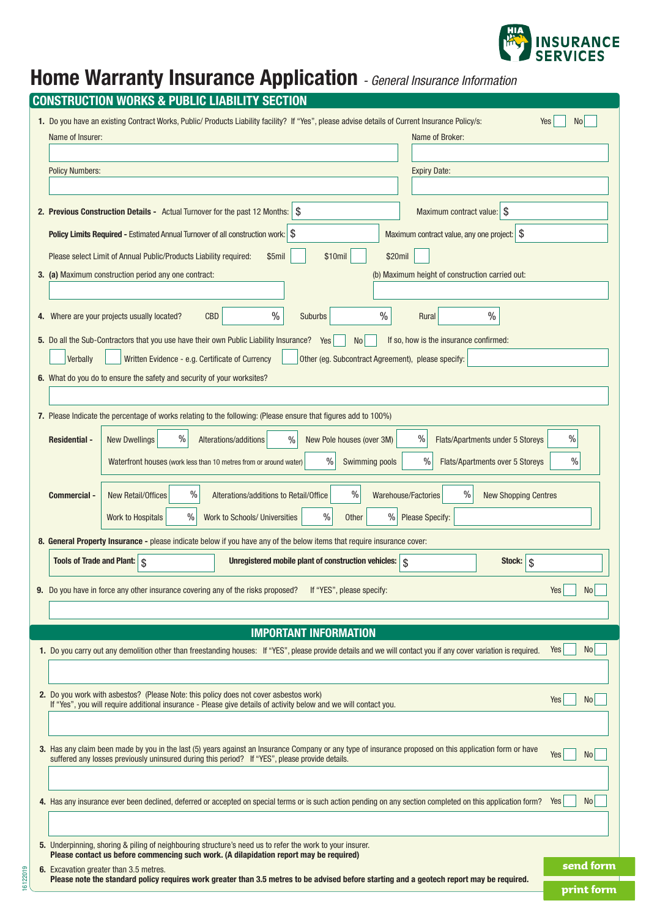INSURANCE SERVICES

# Home Warranty Insurance Application - *General Insurance Information*

## CONSTRUCTION WORKS & PUBLIC LIABILITY SECTION

**1.** Do you have an existing Contract Works, Public/ Products Liability facility? If "Yes", please advise details of Current Insurance Policy/s: Yes ☐ No ☐

Name of Insurer: ______________________ Name of Broker: ______________________

Policy Numbers: ______________________ Expiry Date: ______________________

**2. Previous Construction Details -** Actual Turnover for the past 12 Months: $ ________ Maximum contract value: $ ________

**Policy Limits Required -** Estimated Annual Turnover of all construction work: $ ________ Maximum contract value, any one project: $ ________

Please select Limit of Annual Public/Products Liability required: $5mil ☐ $10mil ☐ $20mil ☐

**3. (a)** Maximum construction period any one contract: ________ (b) Maximum height of construction carried out: ________

**4.** Where are your projects usually located? CBD ____ % Suburbs ____ % Rural ____ %

**5.** Do all the Sub-Contractors that you use have their own Public Liability Insurance? Yes ☐ No ☐ If so, how is the insurance confirmed:

☐ Verbally ☐ Written Evidence - e.g. Certificate of Currency ☐ Other (eg. Subcontract Agreement), please specify: ________

**6.** What do you do to ensure the safety and security of your worksites?

______________________

**7.** Please Indicate the percentage of works relating to the following: (Please ensure that figures add to 100%)

**Residential -** New Dwellings ____ % Alterations/additions ____ % New Pole houses (over 3M) ____ % Flats/Apartments under 5 Storeys ____ %

Waterfront houses (work less than 10 metres from or around water) ____ % Swimming pools ____ % Flats/Apartments over 5 Storeys ____ %

**Commercial -** New Retail/Offices ____ % Alterations/additions to Retail/Office ____ % Warehouse/Factories ____ % New Shopping Centres

Work to Hospitals ____ % Work to Schools/ Universities ____ % Other ____ % Please Specify: ________

**8. General Property Insurance -** please indicate below if you have any of the below items that require insurance cover:

**Tools of Trade and Plant:** $ ________ **Unregistered mobile plant of construction vehicles:** $ ________ **Stock:** $ ________

**9.** Do you have in force any other insurance covering any of the risks proposed? If "YES", please specify: Yes ☐ No ☐

______________________

## IMPORTANT INFORMATION

**1.** Do you carry out any demolition other than freestanding houses: If "YES", please provide details and we will contact you if any cover variation is required. Yes ☐ No ☐

______________________

**2.** Do you work with asbestos? (Please Note: this policy does not cover asbestos work) If "Yes", you will require additional insurance - Please give details of activity below and we will contact you. Yes ☐ No ☐

______________________

**3.** Has any claim been made by you in the last (5) years against an Insurance Company or any type of insurance proposed on this application form or have suffered any losses previously uninsured during this period? If "YES", please provide details. Yes ☐ No ☐

______________________

**4.** Has any insurance ever been declined, deferred or accepted on special terms or is such action pending on any section completed on this application form? Yes ☐ No ☐

______________________

**5.** Underpinning, shoring & piling of neighbouring structure's need us to refer the work to your insurer.
**Please contact us before commencing such work. (A dilapidation report may be required)**

**6.** Excavation greater than 3.5 metres.
**Please note the standard policy requires work greater than 3.5 metres to be advised before starting and a geotech report may be required.**

send form

print form

16122019